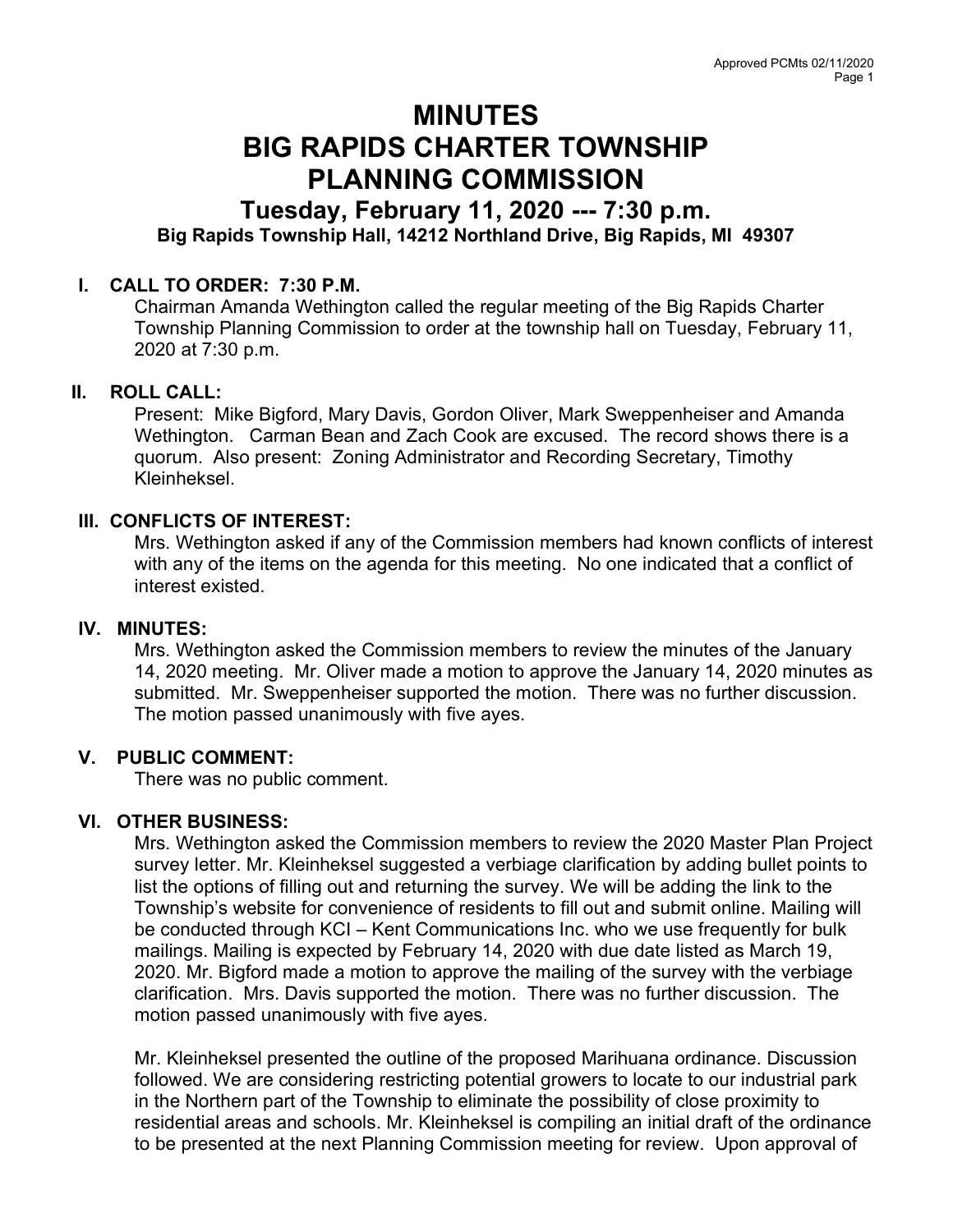# MINUTES
# BIG RAPIDS CHARTER TOWNSHIP
# PLANNING COMMISSION

## Tuesday, February 11, 2020 --- 7:30 p.m.

**Big Rapids Township Hall, 14212 Northland Drive, Big Rapids, MI 49307**

### I. CALL TO ORDER: 7:30 P.M.

Chairman Amanda Wethington called the regular meeting of the Big Rapids Charter Township Planning Commission to order at the township hall on Tuesday, February 11, 2020 at 7:30 p.m.

### II. ROLL CALL:

Present: Mike Bigford, Mary Davis, Gordon Oliver, Mark Sweppenheiser and Amanda Wethington. Carman Bean and Zach Cook are excused. The record shows there is a quorum. Also present: Zoning Administrator and Recording Secretary, Timothy Kleinheksel.

### III. CONFLICTS OF INTEREST:

Mrs. Wethington asked if any of the Commission members had known conflicts of interest with any of the items on the agenda for this meeting. No one indicated that a conflict of interest existed.

### IV. MINUTES:

Mrs. Wethington asked the Commission members to review the minutes of the January 14, 2020 meeting. Mr. Oliver made a motion to approve the January 14, 2020 minutes as submitted. Mr. Sweppenheiser supported the motion. There was no further discussion. The motion passed unanimously with five ayes.

### V. PUBLIC COMMENT:

There was no public comment.

### VI. OTHER BUSINESS:

Mrs. Wethington asked the Commission members to review the 2020 Master Plan Project survey letter. Mr. Kleinheksel suggested a verbiage clarification by adding bullet points to list the options of filling out and returning the survey. We will be adding the link to the Township's website for convenience of residents to fill out and submit online. Mailing will be conducted through KCI – Kent Communications Inc. who we use frequently for bulk mailings. Mailing is expected by February 14, 2020 with due date listed as March 19, 2020. Mr. Bigford made a motion to approve the mailing of the survey with the verbiage clarification. Mrs. Davis supported the motion. There was no further discussion. The motion passed unanimously with five ayes.

Mr. Kleinheksel presented the outline of the proposed Marihuana ordinance. Discussion followed. We are considering restricting potential growers to locate to our industrial park in the Northern part of the Township to eliminate the possibility of close proximity to residential areas and schools. Mr. Kleinheksel is compiling an initial draft of the ordinance to be presented at the next Planning Commission meeting for review. Upon approval of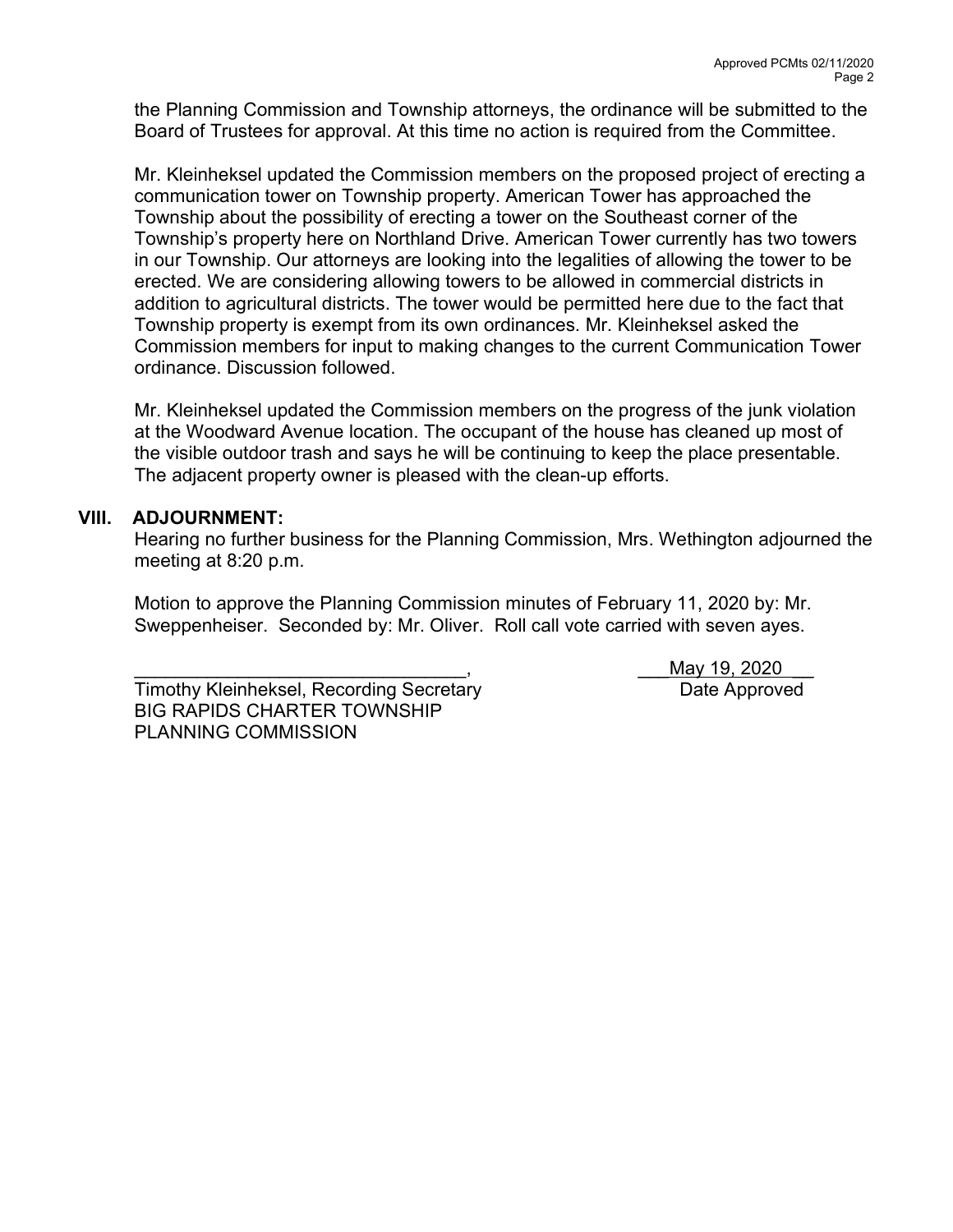the Planning Commission and Township attorneys, the ordinance will be submitted to the Board of Trustees for approval. At this time no action is required from the Committee.

Mr. Kleinheksel updated the Commission members on the proposed project of erecting a communication tower on Township property. American Tower has approached the Township about the possibility of erecting a tower on the Southeast corner of the Township's property here on Northland Drive. American Tower currently has two towers in our Township. Our attorneys are looking into the legalities of allowing the tower to be erected. We are considering allowing towers to be allowed in commercial districts in addition to agricultural districts. The tower would be permitted here due to the fact that Township property is exempt from its own ordinances. Mr. Kleinheksel asked the Commission members for input to making changes to the current Communication Tower ordinance. Discussion followed.

Mr. Kleinheksel updated the Commission members on the progress of the junk violation at the Woodward Avenue location. The occupant of the house has cleaned up most of the visible outdoor trash and says he will be continuing to keep the place presentable. The adjacent property owner is pleased with the clean-up efforts.

## VIII. ADJOURNMENT:

Hearing no further business for the Planning Commission, Mrs. Wethington adjourned the meeting at 8:20 p.m.

Motion to approve the Planning Commission minutes of February 11, 2020 by: Mr. Sweppenheiser. Seconded by: Mr. Oliver. Roll call vote carried with seven ayes.

________________________________, May 19, 2020

Timothy Kleinheksel, Recording Secretary — Date Approved

BIG RAPIDS CHARTER TOWNSHIP
PLANNING COMMISSION